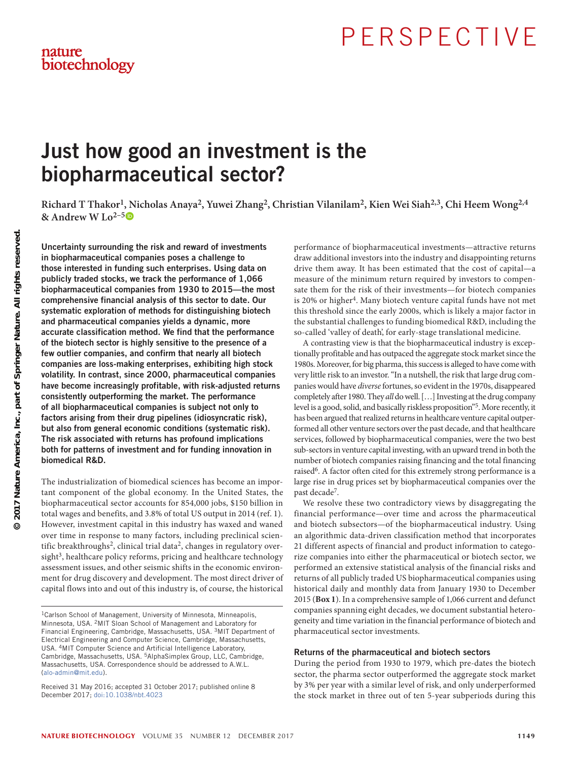# PERSPECTIVE

# Just how good an investment is the biopharmaceutical sector?

**Richard T Thakor[1], Nicholas Anaya[2], Yuwei Zhang[2], Christian Vilanilam[2], Kien Wei Siah[2,3], Chi Heem Wong[2,4] & Andrew W Lo[2–5]**

**Uncertainty surrounding the risk and reward of investments in biopharmaceutical companies poses a challenge to those interested in funding such enterprises. Using data on publicly traded stocks, we track the performance of 1,066 biopharmaceutical companies from 1930 to 2015—the most comprehensive financial analysis of this sector to date. Our systematic exploration of methods for distinguishing biotech and pharmaceutical companies yields a dynamic, more accurate classification method. We find that the performance of the biotech sector is highly sensitive to the presence of a few outlier companies, and confirm that nearly all biotech companies are loss-making enterprises, exhibiting high stock volatility. In contrast, since 2000, pharmaceutical companies have become increasingly profitable, with risk-adjusted returns consistently outperforming the market. The performance of all biopharmaceutical companies is subject not only to factors arising from their drug pipelines (idiosyncratic risk), but also from general economic conditions (systematic risk). The risk associated with returns has profound implications both for patterns of investment and for funding innovation in biomedical R&D.**

The industrialization of biomedical sciences has become an important component of the global economy. In the United States, the biopharmaceutical sector accounts for 854,000 jobs, $150 billion in total wages and benefits, and 3.8% of total US output in 2014 (ref. 1). However, investment capital in this industry has waxed and waned over time in response to many factors, including preclinical scientific breakthroughs[2], clinical trial data[2], changes in regulatory oversight[3], healthcare policy reforms, pricing and healthcare technology assessment issues, and other seismic shifts in the economic environment for drug discovery and development. The most direct driver of capital flows into and out of this industry is, of course, the historical performance of biopharmaceutical investments—attractive returns draw additional investors into the industry and disappointing returns drive them away. It has been estimated that the cost of capital—a measure of the minimum return required by investors to compensate them for the risk of their investments—for biotech companies is 20% or higher[4]. Many biotech venture capital funds have not met this threshold since the early 2000s, which is likely a major factor in the substantial challenges to funding biomedical R&D, including the so-called 'valley of death', for early-stage translational medicine.

A contrasting view is that the biopharmaceutical industry is exceptionally profitable and has outpaced the aggregate stock market since the 1980s. Moreover, for big pharma, this success is alleged to have come with very little risk to an investor. "In a nutshell, the risk that large drug companies would have *diverse* fortunes, so evident in the 1970s, disappeared completely after 1980. They *all* do well. […] Investing at the drug company level is a good, solid, and basically riskless proposition"[5]. More recently, it has been argued that realized returns in healthcare venture capital outperformed all other venture sectors over the past decade, and that healthcare services, followed by biopharmaceutical companies, were the two best sub-sectors in venture capital investing, with an upward trend in both the number of biotech companies raising financing and the total financing raised[6]. A factor often cited for this extremely strong performance is a large rise in drug prices set by biopharmaceutical companies over the past decade[7].

We resolve these two contradictory views by disaggregating the financial performance—over time and across the pharmaceutical and biotech subsectors—of the biopharmaceutical industry. Using an algorithmic data-driven classification method that incorporates 21 different aspects of financial and product information to categorize companies into either the pharmaceutical or biotech sector, we performed an extensive statistical analysis of the financial risks and returns of all publicly traded US biopharmaceutical companies using historical daily and monthly data from January 1930 to December 2015 (**Box 1**). In a comprehensive sample of 1,066 current and defunct companies spanning eight decades, we document substantial heterogeneity and time variation in the financial performance of biotech and pharmaceutical sector investments.

### Returns of the pharmaceutical and biotech sectors

During the period from 1930 to 1979, which pre-dates the biotech sector, the pharma sector outperformed the aggregate stock market by 3% per year with a similar level of risk, and only underperformed the stock market in three out of ten 5-year subperiods during this

---

[1]Carlson School of Management, University of Minnesota, Minneapolis, Minnesota, USA. [2]MIT Sloan School of Management and Laboratory for Financial Engineering, Cambridge, Massachusetts, USA. [3]MIT Department of Electrical Engineering and Computer Science, Cambridge, Massachusetts, USA. [4]MIT Computer Science and Artificial Intelligence Laboratory, Cambridge, Massachusetts, USA. [5]AlphaSimplex Group, LLC, Cambridge, Massachusetts, USA. Correspondence should be addressed to A.W.L. (alo-admin@mit.edu).

Received 31 May 2016; accepted 31 October 2017; published online 8 December 2017; doi:10.1038/nbt.4023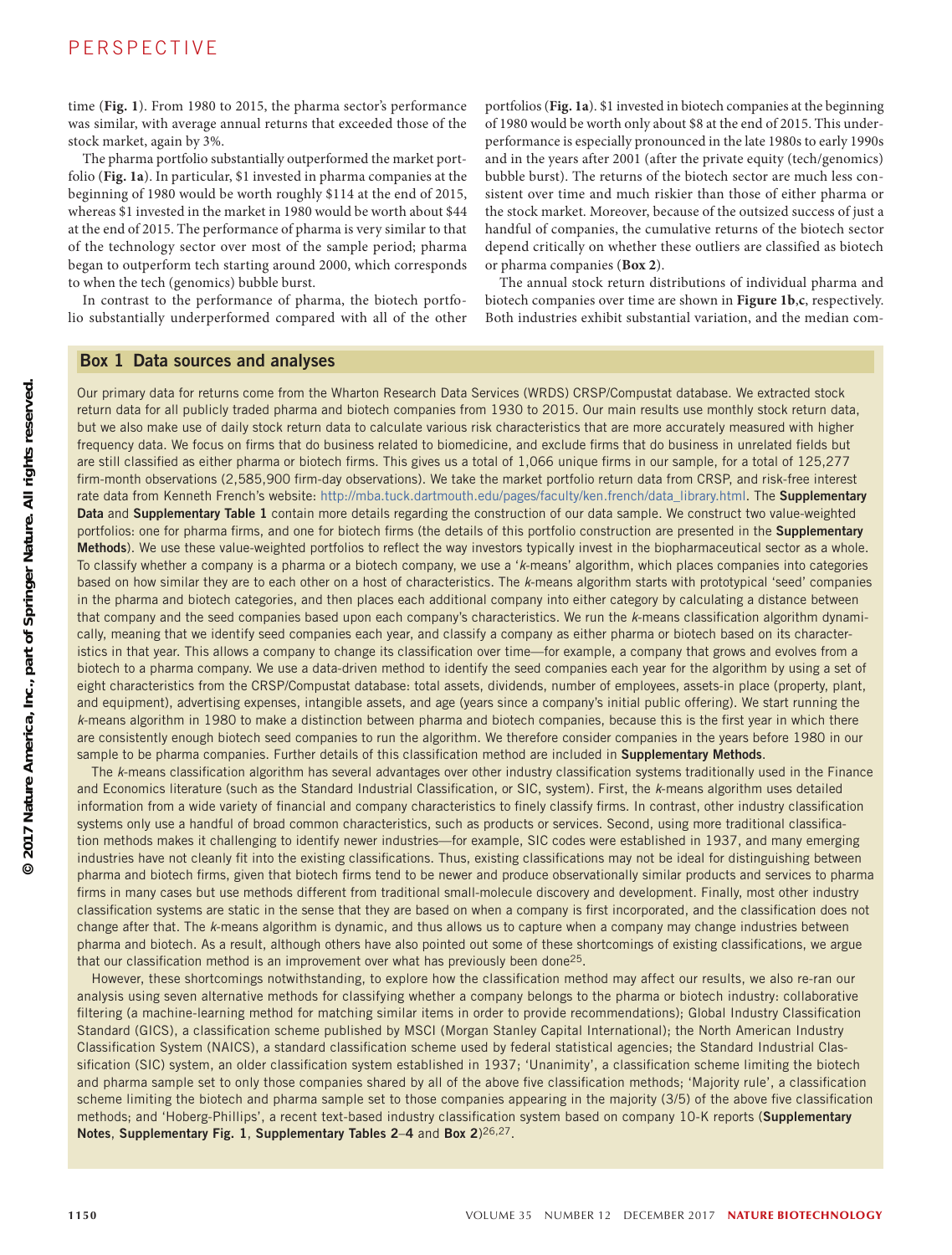time (**Fig. 1**). From 1980 to 2015, the pharma sector's performance was similar, with average annual returns that exceeded those of the stock market, again by 3%.

The pharma portfolio substantially outperformed the market portfolio (**Fig. 1a**). In particular, $1 invested in pharma companies at the beginning of 1980 would be worth roughly $114 at the end of 2015, whereas $1 invested in the market in 1980 would be worth about $44 at the end of 2015. The performance of pharma is very similar to that of the technology sector over most of the sample period; pharma began to outperform tech starting around 2000, which corresponds to when the tech (genomics) bubble burst.

In contrast to the performance of pharma, the biotech portfolio substantially underperformed compared with all of the other portfolios (**Fig. 1a**). $1 invested in biotech companies at the beginning of 1980 would be worth only about $8 at the end of 2015. This underperformance is especially pronounced in the late 1980s to early 1990s and in the years after 2001 (after the private equity (tech/genomics) bubble burst). The returns of the biotech sector are much less consistent over time and much riskier than those of either pharma or the stock market. Moreover, because of the outsized success of just a handful of companies, the cumulative returns of the biotech sector depend critically on whether these outliers are classified as biotech or pharma companies (**Box 2**).

The annual stock return distributions of individual pharma and biotech companies over time are shown in **Figure 1b**,**c**, respectively. Both industries exhibit substantial variation, and the median com-

## Box 1 Data sources and analyses

Our primary data for returns come from the Wharton Research Data Services (WRDS) CRSP/Compustat database. We extracted stock return data for all publicly traded pharma and biotech companies from 1930 to 2015. Our main results use monthly stock return data, but we also make use of daily stock return data to calculate various risk characteristics that are more accurately measured with higher frequency data. We focus on firms that do business related to biomedicine, and exclude firms that do business in unrelated fields but are still classified as either pharma or biotech firms. This gives us a total of 1,066 unique firms in our sample, for a total of 125,277 firm-month observations (2,585,900 firm-day observations). We take the market portfolio return data from CRSP, and risk-free interest rate data from Kenneth French's website: http://mba.tuck.dartmouth.edu/pages/faculty/ken.french/data_library.html. The **Supplementary Data** and **Supplementary Table 1** contain more details regarding the construction of our data sample. We construct two value-weighted portfolios: one for pharma firms, and one for biotech firms (the details of this portfolio construction are presented in the **Supplementary Methods**). We use these value-weighted portfolios to reflect the way investors typically invest in the biopharmaceutical sector as a whole. To classify whether a company is a pharma or a biotech company, we use a '*k*-means' algorithm, which places companies into categories based on how similar they are to each other on a host of characteristics. The *k*-means algorithm starts with prototypical 'seed' companies in the pharma and biotech categories, and then places each additional company into either category by calculating a distance between that company and the seed companies based upon each company's characteristics. We run the *k*-means classification algorithm dynamically, meaning that we identify seed companies each year, and classify a company as either pharma or biotech based on its characteristics in that year. This allows a company to change its classification over time—for example, a company that grows and evolves from a biotech to a pharma company. We use a data-driven method to identify the seed companies each year for the algorithm by using a set of eight characteristics from the CRSP/Compustat database: total assets, dividends, number of employees, assets-in place (property, plant, and equipment), advertising expenses, intangible assets, and age (years since a company's initial public offering). We start running the *k*-means algorithm in 1980 to make a distinction between pharma and biotech companies, because this is the first year in which there are consistently enough biotech seed companies to run the algorithm. We therefore consider companies in the years before 1980 in our sample to be pharma companies. Further details of this classification method are included in **Supplementary Methods**.

The *k*-means classification algorithm has several advantages over other industry classification systems traditionally used in the Finance and Economics literature (such as the Standard Industrial Classification, or SIC, system). First, the *k*-means algorithm uses detailed information from a wide variety of financial and company characteristics to finely classify firms. In contrast, other industry classification systems only use a handful of broad common characteristics, such as products or services. Second, using more traditional classification methods makes it challenging to identify newer industries—for example, SIC codes were established in 1937, and many emerging industries have not cleanly fit into the existing classifications. Thus, existing classifications may not be ideal for distinguishing between pharma and biotech firms, given that biotech firms tend to be newer and produce observationally similar products and services to pharma firms in many cases but use methods different from traditional small-molecule discovery and development. Finally, most other industry classification systems are static in the sense that they are based on when a company is first incorporated, and the classification does not change after that. The *k*-means algorithm is dynamic, and thus allows us to capture when a company may change industries between pharma and biotech. As a result, although others have also pointed out some of these shortcomings of existing classifications, we argue that our classification method is an improvement over what has previously been done[25].

However, these shortcomings notwithstanding, to explore how the classification method may affect our results, we also re-ran our analysis using seven alternative methods for classifying whether a company belongs to the pharma or biotech industry: collaborative filtering (a machine-learning method for matching similar items in order to provide recommendations); Global Industry Classification Standard (GICS), a classification scheme published by MSCI (Morgan Stanley Capital International); the North American Industry Classification System (NAICS), a standard classification scheme used by federal statistical agencies; the Standard Industrial Classification (SIC) system, an older classification system established in 1937; 'Unanimity', a classification scheme limiting the biotech and pharma sample set to only those companies shared by all of the above five classification methods; 'Majority rule', a classification scheme limiting the biotech and pharma sample set to those companies appearing in the majority (3/5) of the above five classification methods; and 'Hoberg-Phillips', a recent text-based industry classification system based on company 10-K reports (**Supplementary Notes**, **Supplementary Fig. 1**, **Supplementary Tables 2**–**4** and **Box 2**)[26,27].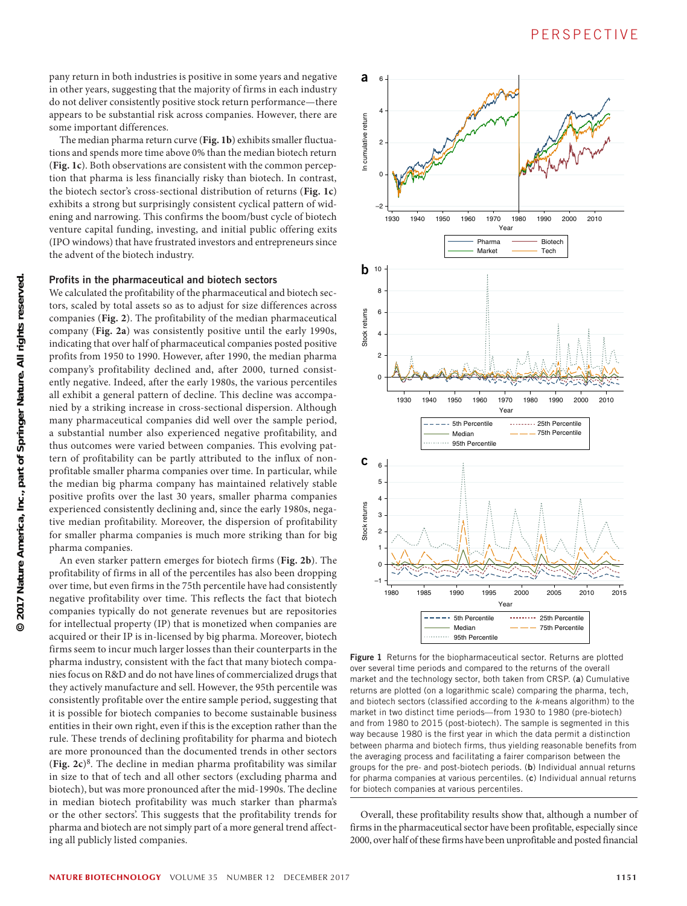pany return in both industries is positive in some years and negative in other years, suggesting that the majority of firms in each industry do not deliver consistently positive stock return performance—there appears to be substantial risk across companies. However, there are some important differences.

The median pharma return curve (**Fig. 1b**) exhibits smaller fluctuations and spends more time above 0% than the median biotech return (**Fig. 1c**). Both observations are consistent with the common perception that pharma is less financially risky than biotech. In contrast, the biotech sector's cross-sectional distribution of returns (**Fig. 1c**) exhibits a strong but surprisingly consistent cyclical pattern of widening and narrowing. This confirms the boom/bust cycle of biotech venture capital funding, investing, and initial public offering exits (IPO windows) that have frustrated investors and entrepreneurs since the advent of the biotech industry.

### Profits in the pharmaceutical and biotech sectors

We calculated the profitability of the pharmaceutical and biotech sectors, scaled by total assets so as to adjust for size differences across companies (**Fig. 2**). The profitability of the median pharmaceutical company (**Fig. 2a**) was consistently positive until the early 1990s, indicating that over half of pharmaceutical companies posted positive profits from 1950 to 1990. However, after 1990, the median pharma company's profitability declined and, after 2000, turned consistently negative. Indeed, after the early 1980s, the various percentiles all exhibit a general pattern of decline. This decline was accompanied by a striking increase in cross-sectional dispersion. Although many pharmaceutical companies did well over the sample period, a substantial number also experienced negative profitability, and thus outcomes were varied between companies. This evolving pattern of profitability can be partly attributed to the influx of non-profitable smaller pharma companies over time. In particular, while the median big pharma company has maintained relatively stable positive profits over the last 30 years, smaller pharma companies experienced consistently declining and, since the early 1980s, negative median profitability. Moreover, the dispersion of profitability for smaller pharma companies is much more striking than for big pharma companies.

An even starker pattern emerges for biotech firms (**Fig. 2b**). The profitability of firms in all of the percentiles has also been dropping over time, but even firms in the 75th percentile have had consistently negative profitability over time. This reflects the fact that biotech companies typically do not generate revenues but are repositories for intellectual property (IP) that is monetized when companies are acquired or their IP is in-licensed by big pharma. Moreover, biotech firms seem to incur much larger losses than their counterparts in the pharma industry, consistent with the fact that many biotech companies focus on R&D and do not have lines of commercialized drugs that they actively manufacture and sell. However, the 95th percentile was consistently profitable over the entire sample period, suggesting that it is possible for biotech companies to become sustainable business entities in their own right, even if this is the exception rather than the rule. These trends of declining profitability for pharma and biotech are more pronounced than the documented trends in other sectors (**Fig. 2c**)[8]. The decline in median pharma profitability was similar in size to that of tech and all other sectors (excluding pharma and biotech), but was more pronounced after the mid-1990s. The decline in median biotech profitability was much starker than pharma's or the other sectors'. This suggests that the profitability trends for pharma and biotech are not simply part of a more general trend affecting all publicly listed companies.

**Figure 1** Returns for the biopharmaceutical sector. Returns are plotted over several time periods and compared to the returns of the overall market and the technology sector, both taken from CRSP. (**a**) Cumulative returns are plotted (on a logarithmic scale) comparing the pharma, tech, and biotech sectors (classified according to the *k*-means algorithm) to the market in two distinct time periods—from 1930 to 1980 (pre-biotech) and from 1980 to 2015 (post-biotech). The sample is segmented in this way because 1980 is the first year in which the data permit a distinction between pharma and biotech firms, thus yielding reasonable benefits from the averaging process and facilitating a fairer comparison between the groups for the pre- and post-biotech periods. (**b**) Individual annual returns for pharma companies at various percentiles. (**c**) Individual annual returns for biotech companies at various percentiles.

Overall, these profitability results show that, although a number of firms in the pharmaceutical sector have been profitable, especially since 2000, over half of these firms have been unprofitable and posted financial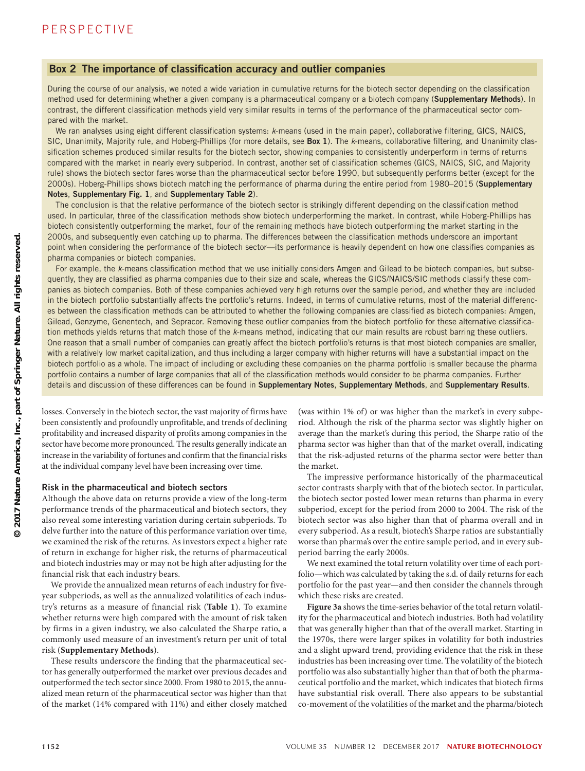## Box 2 The importance of classification accuracy and outlier companies

During the course of our analysis, we noted a wide variation in cumulative returns for the biotech sector depending on the classification method used for determining whether a given company is a pharmaceutical company or a biotech company (**Supplementary Methods**). In contrast, the different classification methods yield very similar results in terms of the performance of the pharmaceutical sector compared with the market.

We ran analyses using eight different classification systems: *k*-means (used in the main paper), collaborative filtering, GICS, NAICS, SIC, Unanimity, Majority rule, and Hoberg-Phillips (for more details, see **Box 1**). The *k*-means, collaborative filtering, and Unanimity classification schemes produced similar results for the biotech sector, showing companies to consistently underperform in terms of returns compared with the market in nearly every subperiod. In contrast, another set of classification schemes (GICS, NAICS, SIC, and Majority rule) shows the biotech sector fares worse than the pharmaceutical sector before 1990, but subsequently performs better (except for the 2000s). Hoberg-Phillips shows biotech matching the performance of pharma during the entire period from 1980–2015 (**Supplementary Notes**, **Supplementary Fig. 1**, and **Supplementary Table 2**).

The conclusion is that the relative performance of the biotech sector is strikingly different depending on the classification method used. In particular, three of the classification methods show biotech underperforming the market. In contrast, while Hoberg-Phillips has biotech consistently outperforming the market, four of the remaining methods have biotech outperforming the market starting in the 2000s, and subsequently even catching up to pharma. The differences between the classification methods underscore an important point when considering the performance of the biotech sector—its performance is heavily dependent on how one classifies companies as pharma companies or biotech companies.

For example, the *k*-means classification method that we use initially considers Amgen and Gilead to be biotech companies, but subsequently, they are classified as pharma companies due to their size and scale, whereas the GICS/NAICS/SIC methods classify these companies as biotech companies. Both of these companies achieved very high returns over the sample period, and whether they are included in the biotech portfolio substantially affects the portfolio's returns. Indeed, in terms of cumulative returns, most of the material differences between the classification methods can be attributed to whether the following companies are classified as biotech companies: Amgen, Gilead, Genzyme, Genentech, and Sepracor. Removing these outlier companies from the biotech portfolio for these alternative classification methods yields returns that match those of the *k*-means method, indicating that our main results are robust barring these outliers. One reason that a small number of companies can greatly affect the biotech portfolio's returns is that most biotech companies are smaller, with a relatively low market capitalization, and thus including a larger company with higher returns will have a substantial impact on the biotech portfolio as a whole. The impact of including or excluding these companies on the pharma portfolio is smaller because the pharma portfolio contains a number of large companies that all of the classification methods would consider to be pharma companies. Further details and discussion of these differences can be found in **Supplementary Notes**, **Supplementary Methods**, and **Supplementary Results**.

losses. Conversely in the biotech sector, the vast majority of firms have been consistently and profoundly unprofitable, and trends of declining profitability and increased disparity of profits among companies in the sector have become more pronounced. The results generally indicate an increase in the variability of fortunes and confirm that the financial risks at the individual company level have been increasing over time.

### Risk in the pharmaceutical and biotech sectors

Although the above data on returns provide a view of the long-term performance trends of the pharmaceutical and biotech sectors, they also reveal some interesting variation during certain subperiods. To delve further into the nature of this performance variation over time, we examined the risk of the returns. As investors expect a higher rate of return in exchange for higher risk, the returns of pharmaceutical and biotech industries may or may not be high after adjusting for the financial risk that each industry bears.

We provide the annualized mean returns of each industry for five-year subperiods, as well as the annualized volatilities of each industry's returns as a measure of financial risk (**Table 1**). To examine whether returns were high compared with the amount of risk taken by firms in a given industry, we also calculated the Sharpe ratio, a commonly used measure of an investment's return per unit of total risk (**Supplementary Methods**).

These results underscore the finding that the pharmaceutical sector has generally outperformed the market over previous decades and outperformed the tech sector since 2000. From 1980 to 2015, the annualized mean return of the pharmaceutical sector was higher than that of the market (14% compared with 11%) and either closely matched (was within 1% of) or was higher than the market's in every subperiod. Although the risk of the pharma sector was slightly higher on average than the market's during this period, the Sharpe ratio of the pharma sector was higher than that of the market overall, indicating that the risk-adjusted returns of the pharma sector were better than the market.

The impressive performance historically of the pharmaceutical sector contrasts sharply with that of the biotech sector. In particular, the biotech sector posted lower mean returns than pharma in every subperiod, except for the period from 2000 to 2004. The risk of the biotech sector was also higher than that of pharma overall and in every subperiod. As a result, biotech's Sharpe ratios are substantially worse than pharma's over the entire sample period, and in every subperiod barring the early 2000s.

We next examined the total return volatility over time of each portfolio—which was calculated by taking the s.d. of daily returns for each portfolio for the past year—and then consider the channels through which these risks are created.

**Figure 3a** shows the time-series behavior of the total return volatility for the pharmaceutical and biotech industries. Both had volatility that was generally higher than that of the overall market. Starting in the 1970s, there were larger spikes in volatility for both industries and a slight upward trend, providing evidence that the risk in these industries has been increasing over time. The volatility of the biotech portfolio was also substantially higher than that of both the pharmaceutical portfolio and the market, which indicates that biotech firms have substantial risk overall. There also appears to be substantial co-movement of the volatilities of the market and the pharma/biotech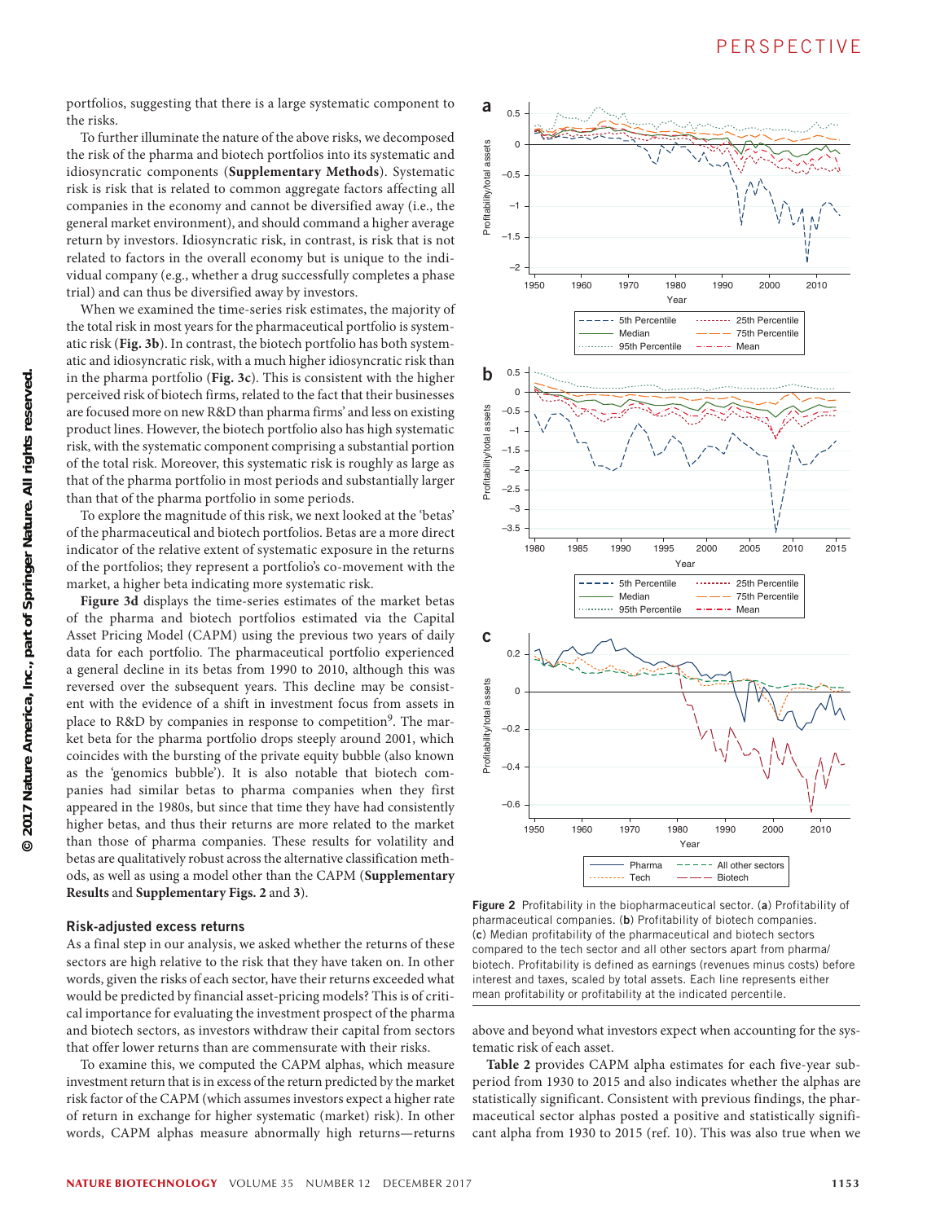portfolios, suggesting that there is a large systematic component to the risks.

To further illuminate the nature of the above risks, we decomposed the risk of the pharma and biotech portfolios into its systematic and idiosyncratic components (**Supplementary Methods**). Systematic risk is risk that is related to common aggregate factors affecting all companies in the economy and cannot be diversified away (i.e., the general market environment), and should command a higher average return by investors. Idiosyncratic risk, in contrast, is risk that is not related to factors in the overall economy but is unique to the individual company (e.g., whether a drug successfully completes a phase trial) and can thus be diversified away by investors.

When we examined the time-series risk estimates, the majority of the total risk in most years for the pharmaceutical portfolio is systematic risk (**Fig. 3b**). In contrast, the biotech portfolio has both systematic and idiosyncratic risk, with a much higher idiosyncratic risk than in the pharma portfolio (**Fig. 3c**). This is consistent with the higher perceived risk of biotech firms, related to the fact that their businesses are focused more on new R&D than pharma firms' and less on existing product lines. However, the biotech portfolio also has high systematic risk, with the systematic component comprising a substantial portion of the total risk. Moreover, this systematic risk is roughly as large as that of the pharma portfolio in most periods and substantially larger than that of the pharma portfolio in some periods.

To explore the magnitude of this risk, we next looked at the 'betas' of the pharmaceutical and biotech portfolios. Betas are a more direct indicator of the relative extent of systematic exposure in the returns of the portfolios; they represent a portfolio's co-movement with the market, a higher beta indicating more systematic risk.

**Figure 3d** displays the time-series estimates of the market betas of the pharma and biotech portfolios estimated via the Capital Asset Pricing Model (CAPM) using the previous two years of daily data for each portfolio. The pharmaceutical portfolio experienced a general decline in its betas from 1990 to 2010, although this was reversed over the subsequent years. This decline may be consistent with the evidence of a shift in investment focus from assets in place to R&D by companies in response to competition[9]. The market beta for the pharma portfolio drops steeply around 2001, which coincides with the bursting of the private equity bubble (also known as the 'genomics bubble'). It is also notable that biotech companies had similar betas to pharma companies when they first appeared in the 1980s, but since that time they have had consistently higher betas, and thus their returns are more related to the market than those of pharma companies. These results for volatility and betas are qualitatively robust across the alternative classification methods, as well as using a model other than the CAPM (**Supplementary Results** and **Supplementary Figs. 2** and **3**).

## Risk-adjusted excess returns

As a final step in our analysis, we asked whether the returns of these sectors are high relative to the risk that they have taken on. In other words, given the risks of each sector, have their returns exceeded what would be predicted by financial asset-pricing models? This is of critical importance for evaluating the investment prospect of the pharma and biotech sectors, as investors withdraw their capital from sectors that offer lower returns than are commensurate with their risks.

To examine this, we computed the CAPM alphas, which measure investment return that is in excess of the return predicted by the market risk factor of the CAPM (which assumes investors expect a higher rate of return in exchange for higher systematic (market) risk). In other words, CAPM alphas measure abnormally high returns—returns above and beyond what investors expect when accounting for the systematic risk of each asset.

**Table 2** provides CAPM alpha estimates for each five-year subperiod from 1930 to 2015 and also indicates whether the alphas are statistically significant. Consistent with previous findings, the pharmaceutical sector alphas posted a positive and statistically significant alpha from 1930 to 2015 (ref. 10). This was also true when we

**Figure 2** Profitability in the biopharmaceutical sector. (**a**) Profitability of pharmaceutical companies. (**b**) Profitability of biotech companies. (**c**) Median profitability of the pharmaceutical and biotech sectors compared to the tech sector and all other sectors apart from pharma/biotech. Profitability is defined as earnings (revenues minus costs) before interest and taxes, scaled by total assets. Each line represents either mean profitability or profitability at the indicated percentile.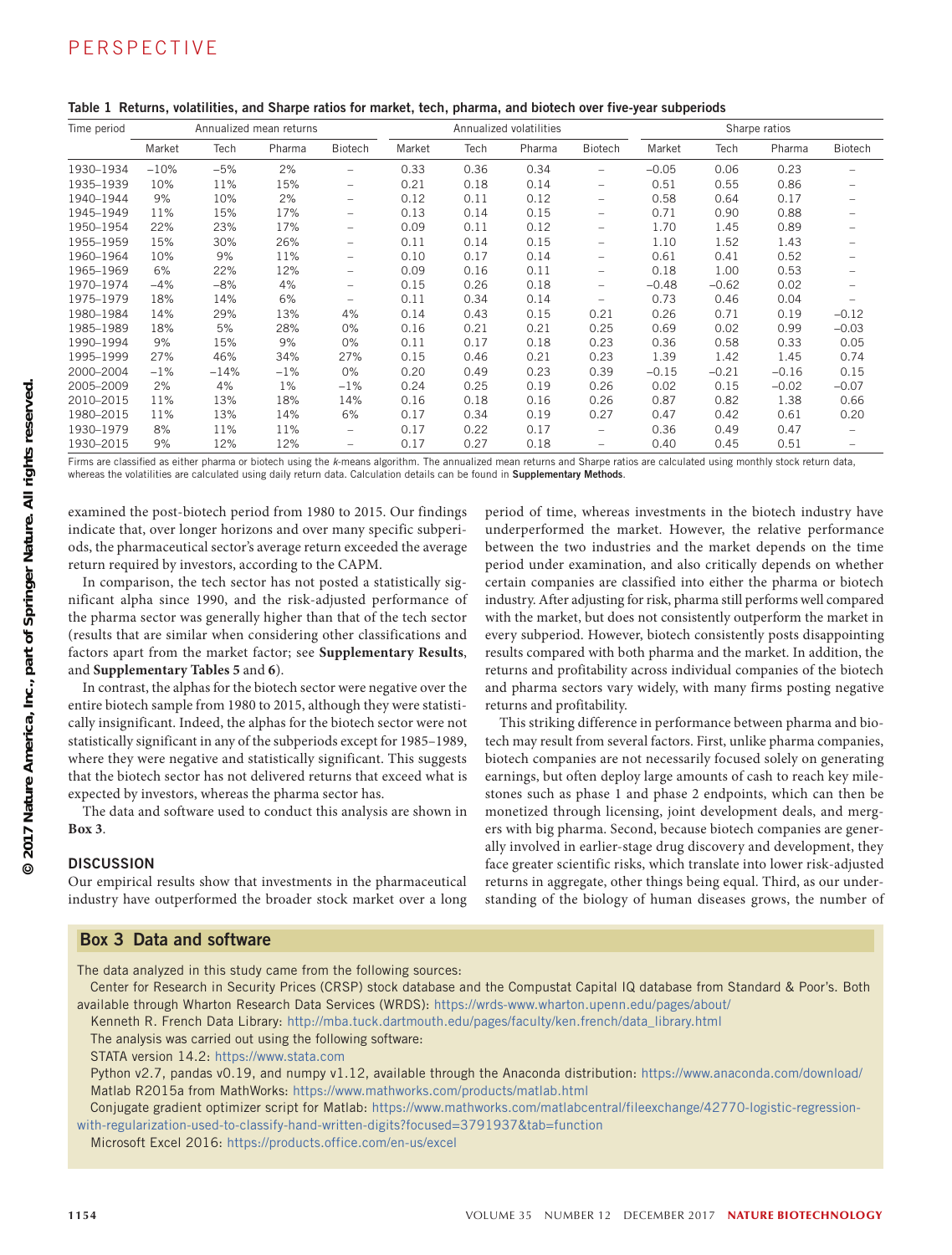**Table 1 Returns, volatilities, and Sharpe ratios for market, tech, pharma, and biotech over five-year subperiods**

| Time period | Annualized mean returns | | | | Annualized volatilities | | | | Sharpe ratios | | | |
|---|---|---|---|---|---|---|---|---|---|---|---|---|
| | Market | Tech | Pharma | Biotech | Market | Tech | Pharma | Biotech | Market | Tech | Pharma | Biotech |
| 1930–1934 | −10% | −5% | 2% | – | 0.33 | 0.36 | 0.34 | – | −0.05 | 0.06 | 0.23 | – |
| 1935–1939 | 10% | 11% | 15% | – | 0.21 | 0.18 | 0.14 | – | 0.51 | 0.55 | 0.86 | – |
| 1940–1944 | 9% | 10% | 2% | – | 0.12 | 0.11 | 0.12 | – | 0.58 | 0.64 | 0.17 | – |
| 1945–1949 | 11% | 15% | 17% | – | 0.13 | 0.14 | 0.15 | – | 0.71 | 0.90 | 0.88 | – |
| 1950–1954 | 22% | 23% | 17% | – | 0.09 | 0.11 | 0.12 | – | 1.70 | 1.45 | 0.89 | – |
| 1955–1959 | 15% | 30% | 26% | – | 0.11 | 0.14 | 0.15 | – | 1.10 | 1.52 | 1.43 | – |
| 1960–1964 | 10% | 9% | 11% | – | 0.10 | 0.17 | 0.14 | – | 0.61 | 0.41 | 0.52 | – |
| 1965–1969 | 6% | 22% | 12% | – | 0.09 | 0.16 | 0.11 | – | 0.18 | 1.00 | 0.53 | – |
| 1970–1974 | −4% | −8% | 4% | – | 0.15 | 0.26 | 0.18 | – | −0.48 | −0.62 | 0.02 | – |
| 1975–1979 | 18% | 14% | 6% | – | 0.11 | 0.34 | 0.14 | – | 0.73 | 0.46 | 0.04 | – |
| 1980–1984 | 14% | 29% | 13% | 4% | 0.14 | 0.43 | 0.15 | 0.21 | 0.26 | 0.71 | 0.19 | −0.12 |
| 1985–1989 | 18% | 5% | 28% | 0% | 0.16 | 0.21 | 0.21 | 0.25 | 0.69 | 0.02 | 0.99 | −0.03 |
| 1990–1994 | 9% | 15% | 9% | 0% | 0.11 | 0.17 | 0.18 | 0.23 | 0.36 | 0.58 | 0.33 | 0.05 |
| 1995–1999 | 27% | 46% | 34% | 27% | 0.15 | 0.46 | 0.21 | 0.23 | 1.39 | 1.42 | 1.45 | 0.74 |
| 2000–2004 | −1% | −14% | −1% | 0% | 0.20 | 0.49 | 0.23 | 0.39 | −0.15 | −0.21 | −0.16 | 0.15 |
| 2005–2009 | 2% | 4% | 1% | −1% | 0.24 | 0.25 | 0.19 | 0.26 | 0.02 | 0.15 | −0.02 | −0.07 |
| 2010–2015 | 11% | 13% | 18% | 14% | 0.16 | 0.18 | 0.16 | 0.26 | 0.87 | 0.82 | 1.38 | 0.66 |
| 1980–2015 | 11% | 13% | 14% | 6% | 0.17 | 0.34 | 0.19 | 0.27 | 0.47 | 0.42 | 0.61 | 0.20 |
| 1930–1979 | 8% | 11% | 11% | – | 0.17 | 0.22 | 0.17 | – | 0.36 | 0.49 | 0.47 | – |
| 1930–2015 | 9% | 12% | 12% | – | 0.17 | 0.27 | 0.18 | – | 0.40 | 0.45 | 0.51 | – |

Firms are classified as either pharma or biotech using the *k*-means algorithm. The annualized mean returns and Sharpe ratios are calculated using monthly stock return data, whereas the volatilities are calculated using daily return data. Calculation details can be found in **Supplementary Methods**.

examined the post-biotech period from 1980 to 2015. Our findings indicate that, over longer horizons and over many specific subperiods, the pharmaceutical sector's average return exceeded the average return required by investors, according to the CAPM.

In comparison, the tech sector has not posted a statistically significant alpha since 1990, and the risk-adjusted performance of the pharma sector was generally higher than that of the tech sector (results that are similar when considering other classifications and factors apart from the market factor; see **Supplementary Results**, and **Supplementary Tables 5** and **6**).

In contrast, the alphas for the biotech sector were negative over the entire biotech sample from 1980 to 2015, although they were statistically insignificant. Indeed, the alphas for the biotech sector were not statistically significant in any of the subperiods except for 1985–1989, where they were negative and statistically significant. This suggests that the biotech sector has not delivered returns that exceed what is expected by investors, whereas the pharma sector has.

The data and software used to conduct this analysis are shown in **Box 3**.

## DISCUSSION

Our empirical results show that investments in the pharmaceutical industry have outperformed the broader stock market over a long period of time, whereas investments in the biotech industry have underperformed the market. However, the relative performance between the two industries and the market depends on the time period under examination, and also critically depends on whether certain companies are classified into either the pharma or biotech industry. After adjusting for risk, pharma still performs well compared with the market, but does not consistently outperform the market in every subperiod. However, biotech consistently posts disappointing results compared with both pharma and the market. In addition, the returns and profitability across individual companies of the biotech and pharma sectors vary widely, with many firms posting negative returns and profitability.

This striking difference in performance between pharma and biotech may result from several factors. First, unlike pharma companies, biotech companies are not necessarily focused solely on generating earnings, but often deploy large amounts of cash to reach key milestones such as phase 1 and phase 2 endpoints, which can then be monetized through licensing, joint development deals, and mergers with big pharma. Second, because biotech companies are generally involved in earlier-stage drug discovery and development, they face greater scientific risks, which translate into lower risk-adjusted returns in aggregate, other things being equal. Third, as our understanding of the biology of human diseases grows, the number of

## Box 3 Data and software

The data analyzed in this study came from the following sources:

Center for Research in Security Prices (CRSP) stock database and the Compustat Capital IQ database from Standard & Poor's. Both available through Wharton Research Data Services (WRDS): https://wrds-www.wharton.upenn.edu/pages/about/

Kenneth R. French Data Library: http://mba.tuck.dartmouth.edu/pages/faculty/ken.french/data_library.html

The analysis was carried out using the following software:

STATA version 14.2: https://www.stata.com

Python v2.7, pandas v0.19, and numpy v1.12, available through the Anaconda distribution: https://www.anaconda.com/download/

Matlab R2015a from MathWorks: https://www.mathworks.com/products/matlab.html

Conjugate gradient optimizer script for Matlab: https://www.mathworks.com/matlabcentral/fileexchange/42770-logistic-regression-with-regularization-used-to-classify-hand-written-digits?focused=3791937&tab=function

Microsoft Excel 2016: https://products.office.com/en-us/excel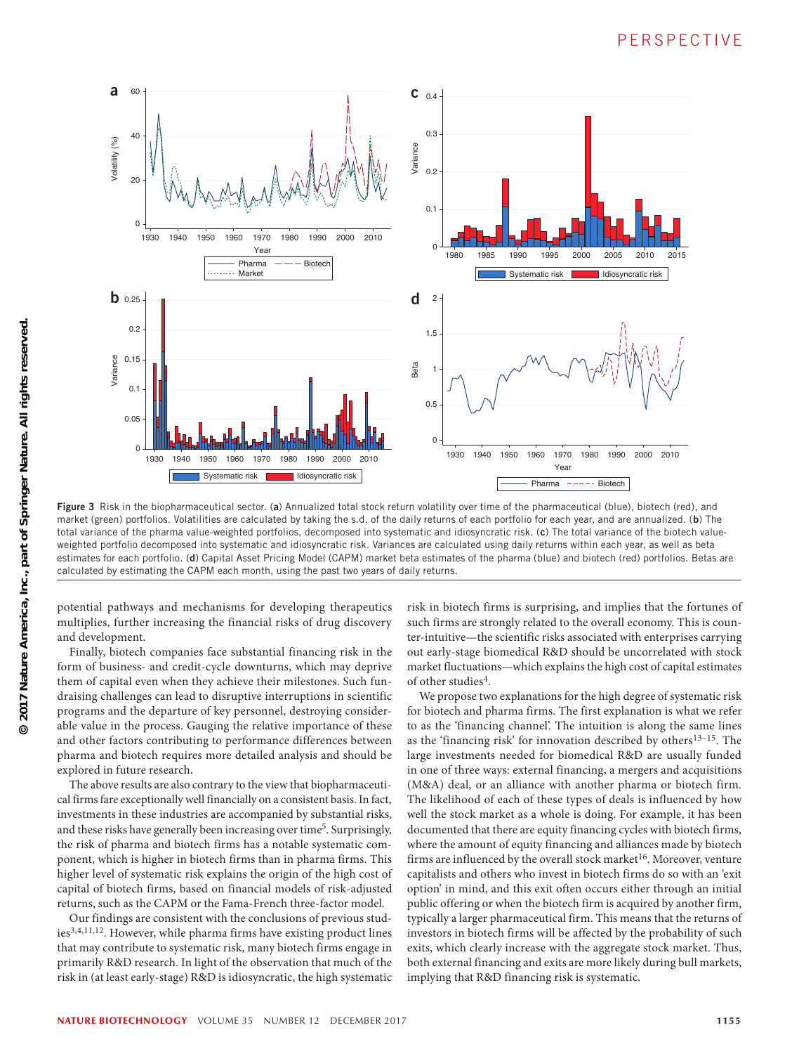Figure 3 Risk in the biopharmaceutical sector. (**a**) Annualized total stock return volatility over time of the pharmaceutical (blue), biotech (red), and market (green) portfolios. Volatilities are calculated by taking the s.d. of the daily returns of each portfolio for each year, and are annualized. (**b**) The total variance of the pharma value-weighted portfolios, decomposed into systematic and idiosyncratic risk. (**c**) The total variance of the biotech value-weighted portfolio decomposed into systematic and idiosyncratic risk. Variances are calculated using daily returns within each year, as well as beta estimates for each portfolio. (**d**) Capital Asset Pricing Model (CAPM) market beta estimates of the pharma (blue) and biotech (red) portfolios. Betas are calculated by estimating the CAPM each month, using the past two years of daily returns.

potential pathways and mechanisms for developing therapeutics multiplies, further increasing the financial risks of drug discovery and development.

Finally, biotech companies face substantial financing risk in the form of business- and credit-cycle downturns, which may deprive them of capital even when they achieve their milestones. Such fundraising challenges can lead to disruptive interruptions in scientific programs and the departure of key personnel, destroying considerable value in the process. Gauging the relative importance of these and other factors contributing to performance differences between pharma and biotech requires more detailed analysis and should be explored in future research.

The above results are also contrary to the view that biopharmaceutical firms fare exceptionally well financially on a consistent basis. In fact, investments in these industries are accompanied by substantial risks, and these risks have generally been increasing over time[5]. Surprisingly, the risk of pharma and biotech firms has a notable systematic component, which is higher in biotech firms than in pharma firms. This higher level of systematic risk explains the origin of the high cost of capital of biotech firms, based on financial models of risk-adjusted returns, such as the CAPM or the Fama-French three-factor model.

Our findings are consistent with the conclusions of previous studies[3,4,11,12]. However, while pharma firms have existing product lines that may contribute to systematic risk, many biotech firms engage in primarily R&D research. In light of the observation that much of the risk in (at least early-stage) R&D is idiosyncratic, the high systematic risk in biotech firms is surprising, and implies that the fortunes of such firms are strongly related to the overall economy. This is counter-intuitive—the scientific risks associated with enterprises carrying out early-stage biomedical R&D should be uncorrelated with stock market fluctuations—which explains the high cost of capital estimates of other studies[4].

We propose two explanations for the high degree of systematic risk for biotech and pharma firms. The first explanation is what we refer to as the 'financing channel'. The intuition is along the same lines as the 'financing risk' for innovation described by others[13–15]. The large investments needed for biomedical R&D are usually funded in one of three ways: external financing, a mergers and acquisitions (M&A) deal, or an alliance with another pharma or biotech firm. The likelihood of each of these types of deals is influenced by how well the stock market as a whole is doing. For example, it has been documented that there are equity financing cycles with biotech firms, where the amount of equity financing and alliances made by biotech firms are influenced by the overall stock market[16]. Moreover, venture capitalists and others who invest in biotech firms do so with an 'exit option' in mind, and this exit often occurs either through an initial public offering or when the biotech firm is acquired by another firm, typically a larger pharmaceutical firm. This means that the returns of investors in biotech firms will be affected by the probability of such exits, which clearly increase with the aggregate stock market. Thus, both external financing and exits are more likely during bull markets, implying that R&D financing risk is systematic.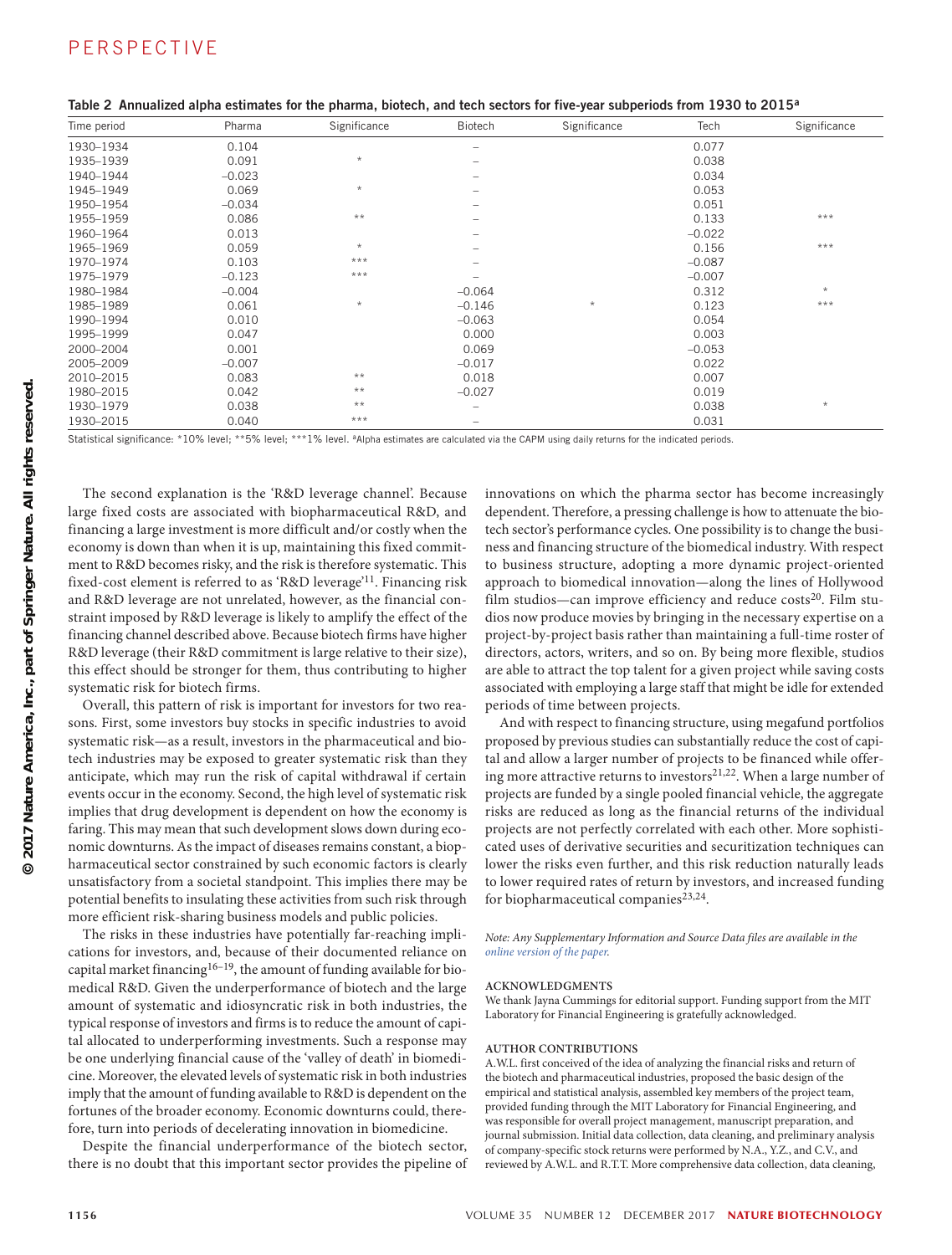**Table 2 Annualized alpha estimates for the pharma, biotech, and tech sectors for five-year subperiods from 1930 to 2015[a]**

| Time period | Pharma | Significance | Biotech | Significance | Tech | Significance |
|---|---|---|---|---|---|---|
| 1930–1934 | 0.104 | | – | | 0.077 | |
| 1935–1939 | 0.091 | * | – | | 0.038 | |
| 1940–1944 | −0.023 | | – | | 0.034 | |
| 1945–1949 | 0.069 | * | – | | 0.053 | |
| 1950–1954 | −0.034 | | – | | 0.051 | |
| 1955–1959 | 0.086 | ** | – | | 0.133 | *** |
| 1960–1964 | 0.013 | | – | | −0.022 | |
| 1965–1969 | 0.059 | * | – | | 0.156 | *** |
| 1970–1974 | 0.103 | *** | – | | −0.087 | |
| 1975–1979 | −0.123 | *** | – | | −0.007 | |
| 1980–1984 | −0.004 | | −0.064 | | 0.312 | * |
| 1985–1989 | 0.061 | * | −0.146 | * | 0.123 | *** |
| 1990–1994 | 0.010 | | −0.063 | | 0.054 | |
| 1995–1999 | 0.047 | | 0.000 | | 0.003 | |
| 2000–2004 | 0.001 | | 0.069 | | −0.053 | |
| 2005–2009 | −0.007 | | −0.017 | | 0.022 | |
| 2010–2015 | 0.083 | ** | 0.018 | | 0.007 | |
| 1980–2015 | 0.042 | ** | −0.027 | | 0.019 | |
| 1930–1979 | 0.038 | ** | – | | 0.038 | * |
| 1930–2015 | 0.040 | *** | – | | 0.031 | |

Statistical significance: *10% level; **5% level; ***1% level. [a]Alpha estimates are calculated via the CAPM using daily returns for the indicated periods.

The second explanation is the 'R&D leverage channel'. Because large fixed costs are associated with biopharmaceutical R&D, and financing a large investment is more difficult and/or costly when the economy is down than when it is up, maintaining this fixed commitment to R&D becomes risky, and the risk is therefore systematic. This fixed-cost element is referred to as 'R&D leverage'[11]. Financing risk and R&D leverage are not unrelated, however, as the financial constraint imposed by R&D leverage is likely to amplify the effect of the financing channel described above. Because biotech firms have higher R&D leverage (their R&D commitment is large relative to their size), this effect should be stronger for them, thus contributing to higher systematic risk for biotech firms.

Overall, this pattern of risk is important for investors for two reasons. First, some investors buy stocks in specific industries to avoid systematic risk—as a result, investors in the pharmaceutical and biotech industries may be exposed to greater systematic risk than they anticipate, which may run the risk of capital withdrawal if certain events occur in the economy. Second, the high level of systematic risk implies that drug development is dependent on how the economy is faring. This may mean that such development slows down during economic downturns. As the impact of diseases remains constant, a biopharmaceutical sector constrained by such economic factors is clearly unsatisfactory from a societal standpoint. This implies there may be potential benefits to insulating these activities from such risk through more efficient risk-sharing business models and public policies.

The risks in these industries have potentially far-reaching implications for investors, and, because of their documented reliance on capital market financing[16–19], the amount of funding available for biomedical R&D. Given the underperformance of biotech and the large amount of systematic and idiosyncratic risk in both industries, the typical response of investors and firms is to reduce the amount of capital allocated to underperforming investments. Such a response may be one underlying financial cause of the 'valley of death' in biomedicine. Moreover, the elevated levels of systematic risk in both industries imply that the amount of funding available to R&D is dependent on the fortunes of the broader economy. Economic downturns could, therefore, turn into periods of decelerating innovation in biomedicine.

Despite the financial underperformance of the biotech sector, there is no doubt that this important sector provides the pipeline of innovations on which the pharma sector has become increasingly dependent. Therefore, a pressing challenge is how to attenuate the biotech sector's performance cycles. One possibility is to change the business and financing structure of the biomedical industry. With respect to business structure, adopting a more dynamic project-oriented approach to biomedical innovation—along the lines of Hollywood film studios—can improve efficiency and reduce costs[20]. Film studios now produce movies by bringing in the necessary expertise on a project-by-project basis rather than maintaining a full-time roster of directors, actors, writers, and so on. By being more flexible, studios are able to attract the top talent for a given project while saving costs associated with employing a large staff that might be idle for extended periods of time between projects.

And with respect to financing structure, using megafund portfolios proposed by previous studies can substantially reduce the cost of capital and allow a larger number of projects to be financed while offering more attractive returns to investors[21,22]. When a large number of projects are funded by a single pooled financial vehicle, the aggregate risks are reduced as long as the financial returns of the individual projects are not perfectly correlated with each other. More sophisticated uses of derivative securities and securitization techniques can lower the risks even further, and this risk reduction naturally leads to lower required rates of return by investors, and increased funding for biopharmaceutical companies[23,24].

*Note: Any Supplementary Information and Source Data files are available in the online version of the paper.*

#### ACKNOWLEDGMENTS

We thank Jayna Cummings for editorial support. Funding support from the MIT Laboratory for Financial Engineering is gratefully acknowledged.

#### AUTHOR CONTRIBUTIONS

A.W.L. first conceived of the idea of analyzing the financial risks and return of the biotech and pharmaceutical industries, proposed the basic design of the empirical and statistical analysis, assembled key members of the project team, provided funding through the MIT Laboratory for Financial Engineering, and was responsible for overall project management, manuscript preparation, and journal submission. Initial data collection, data cleaning, and preliminary analysis of company-specific stock returns were performed by N.A., Y.Z., and C.V., and reviewed by A.W.L. and R.T.T. More comprehensive data collection, data cleaning,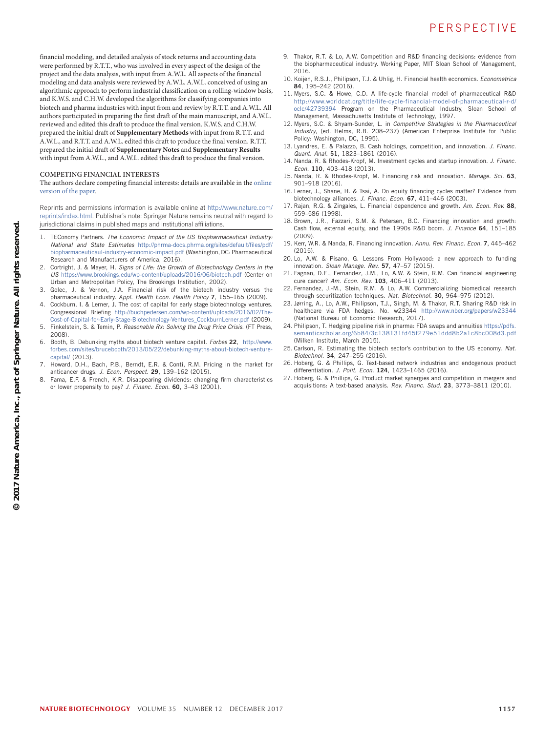financial modeling, and detailed analysis of stock returns and accounting data were performed by R.T.T., who was involved in every aspect of the design of the project and the data analysis, with input from A.W.L. All aspects of the financial modeling and data analysis were reviewed by A.W.L. A.W.L. conceived of using an algorithmic approach to perform industrial classification on a rolling-window basis, and K.W.S. and C.H.W. developed the algorithms for classifying companies into biotech and pharma industries with input from and review by R.T.T. and A.W.L. All authors participated in preparing the first draft of the main manuscript, and A.W.L. reviewed and edited this draft to produce the final version. K.W.S. and C.H.W. prepared the initial draft of **Supplementary Methods** with input from R.T.T. and A.W.L., and R.T.T. and A.W.L. edited this draft to produce the final version. R.T.T. prepared the initial draft of **Supplementary Notes** and **Supplementary Results** with input from A.W.L., and A.W.L. edited this draft to produce the final version.

### COMPETING FINANCIAL INTERESTS

The authors declare competing financial interests: details are available in the online version of the paper.

Reprints and permissions information is available online at http://www.nature.com/reprints/index.html. Publisher's note: Springer Nature remains neutral with regard to jurisdictional claims in published maps and institutional affiliations.

1. TEConomy Partners. *The Economic Impact of the US Biopharmaceutical Industry: National and State Estimates* http://phrma-docs.phrma.org/sites/default/files/pdf/biopharmaceuticaul-industry-economic-impact.pdf (Washington, DC: Pharmaceutical Research and Manufacturers of America, 2016).
2. Cortright, J. & Mayer, H. *Signs of Life: the Growth of Biotechnology Centers in the US* https://www.brookings.edu/wp-content/uploads/2016/06/biotech.pdf (Center on Urban and Metropolitan Policy, The Brookings Institution, 2002).
3. Golec, J. & Vernon, J.A. Financial risk of the biotech industry versus the pharmaceutical industry. *Appl. Health Econ. Health Policy* **7**, 155–165 (2009).
4. Cockburn, I. & Lerner, J. The cost of capital for early stage biotechnology ventures. Congressional Briefing http://buchpedersen.com/wp-content/uploads/2016/02/The-Cost-of-Capital-for-Early-Stage-Biotechnology-Ventures_CockburnLerner.pdf (2009).
5. Finkelstein, S. & Temin, P. *Reasonable Rx: Solving the Drug Price Crisis*. (FT Press, 2008).
6. Booth, B. Debunking myths about biotech venture capital. *Forbes* **22**, http://www.forbes.com/sites/brucebooth/2013/05/22/debunking-myths-about-biotech-venture-capital/ (2013).
7. Howard, D.H., Bach, P.B., Berndt, E.R. & Conti, R.M. Pricing in the market for anticancer drugs. *J. Econ. Perspect.* **29**, 139–162 (2015).
8. Fama, E.F. & French, K.R. Disappearing dividends: changing firm characteristics or lower propensity to pay? *J. Financ. Econ.* **60**, 3–43 (2001).
9. Thakor, R.T. & Lo, A.W. Competition and R&D financing decisions: evidence from the biopharmaceutical industry. Working Paper, MIT Sloan School of Management, 2016.
10. Koijen, R.S.J., Philipson, T.J. & Uhlig, H. Financial health economics. *Econometrica* **84**, 195–242 (2016).
11. Myers, S.C. & Howe, C.D. A life-cycle financial model of pharmaceutical R&D http://www.worldcat.org/title/life-cycle-financial-model-of-pharmaceutical-r-d/oclc/42739394 Program on the Pharmaceutical Industry, Sloan School of Management, Massachusetts Institute of Technology, 1997.
12. Myers, S.C. & Shyam-Sunder, L. in *Competitive Strategies in the Pharmaceutical Industry*, (ed. Helms, R.B. 208–237) (American Enterprise Institute for Public Policy: Washington, DC, 1995).
13. Lyandres, E. & Palazzo, B. Cash holdings, competition, and innovation. *J. Financ. Quant. Anal.* **51**, 1823–1861 (2016).
14. Nanda, R. & Rhodes-Kropf, M. Investment cycles and startup innovation. *J. Financ. Econ.* **110**, 403–418 (2013).
15. Nanda, R. & Rhodes-Kropf, M. Financing risk and innovation. *Manage. Sci.* **63**, 901–918 (2016).
16. Lerner, J., Shane, H. & Tsai, A. Do equity financing cycles matter? Evidence from biotechnology alliances. *J. Financ. Econ.* **67**, 411–446 (2003).
17. Rajan, R.G. & Zingales, L. Financial dependence and growth. *Am. Econ. Rev.* **88**, 559–586 (1998).
18. Brown, J.R., Fazzari, S.M. & Petersen, B.C. Financing innovation and growth: Cash flow, external equity, and the 1990s R&D boom. *J. Finance* **64**, 151–185 (2009).
19. Kerr, W.R. & Nanda, R. Financing innovation. *Annu. Rev. Financ. Econ.* **7**, 445–462 (2015).
20. Lo, A.W. & Pisano, G. Lessons From Hollywood: a new approach to funding innovation. *Sloan Manage. Rev.* **57**, 47–57 (2015).
21. Fagnan, D.E., Fernandez, J.M., Lo, A.W. & Stein, R.M. Can financial engineering cure cancer? *Am. Econ. Rev.* **103**, 406–411 (2013).
22. Fernandez, J.-M., Stein, R.M. & Lo, A.W. Commercializing biomedical research through securitization techniques. *Nat. Biotechnol.* **30**, 964–975 (2012).
23. Jørring, A., Lo, A.W., Philipson, T.J., Singh, M. & Thakor, R.T. Sharing R&D risk in healthcare via FDA hedges. No. w23344 http://www.nber.org/papers/w23344 (National Bureau of Economic Research, 2017).
24. Philipson, T. Hedging pipeline risk in pharma: FDA swaps and annuities https://pdfs.semanticscholar.org/6b84/3c138131fd45f279e51ddd8b2a1c8bc008d3.pdf (Milken Institute, March 2015).
25. Carlson, R. Estimating the biotech sector's contribution to the US economy. *Nat. Biotechnol.* **34**, 247–255 (2016).
26. Hoberg, G. & Phillips, G. Text-based network industries and endogenous product differentiation. *J. Polit. Econ.* **124**, 1423–1465 (2016).
27. Hoberg, G. & Phillips, G. Product market synergies and competition in mergers and acquisitions: A text-based analysis. *Rev. Financ. Stud.* **23**, 3773–3811 (2010).